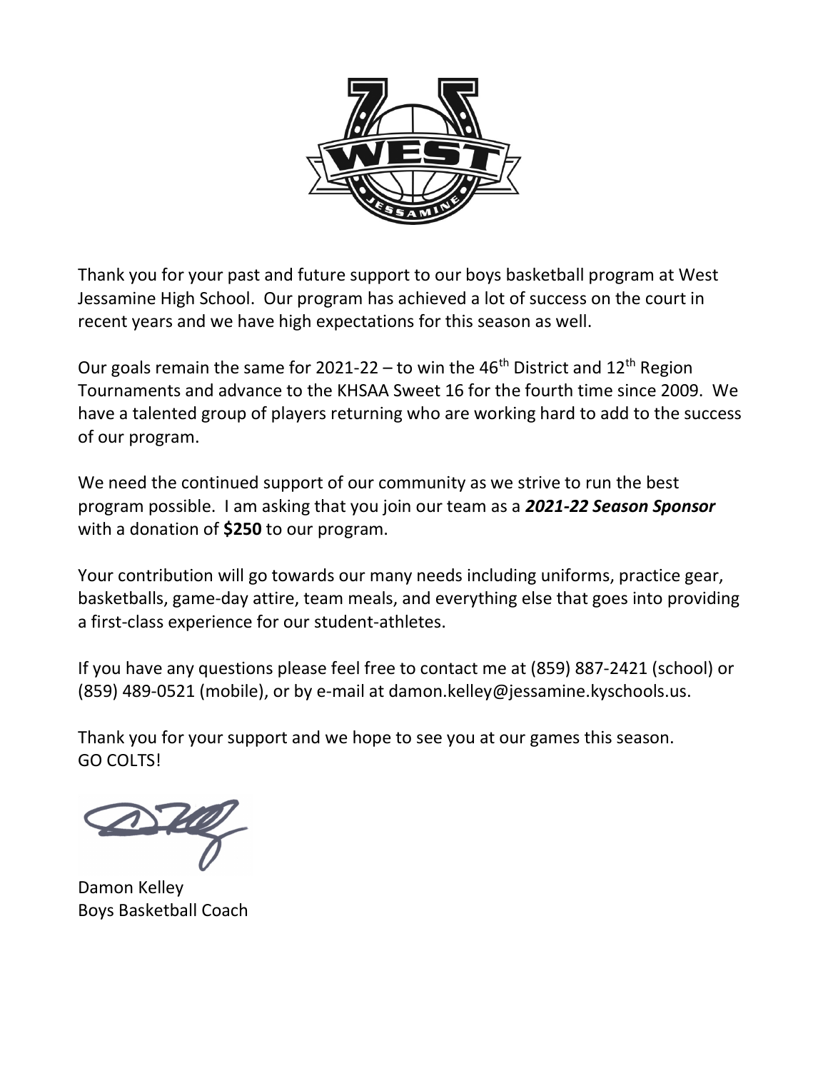Thank you for your past and future support to our boys basketball program at West Jessamine High School. Our program has achieved a lot of success on the court in recent years and we have high expectations for this season as well.

Our goals remain the same for 2021-22 – to win the 46th District and 12th Region Tournaments and advance to the KHSAA Sweet 16 for the fourth time since 2009. We have a talented group of players returning who are working hard to add to the success of our program.

We need the continued support of our community as we strive to run the best program possible. I am asking that you join our team as a ***2021-22 Season Sponsor*** with a donation of **$250** to our program.

Your contribution will go towards our many needs including uniforms, practice gear, basketballs, game-day attire, team meals, and everything else that goes into providing a first-class experience for our student-athletes.

If you have any questions please feel free to contact me at (859) 887-2421 (school) or (859) 489-0521 (mobile), or by e-mail at damon.kelley@jessamine.kyschools.us.

Thank you for your support and we hope to see you at our games this season.
GO COLTS!

Damon Kelley
Boys Basketball Coach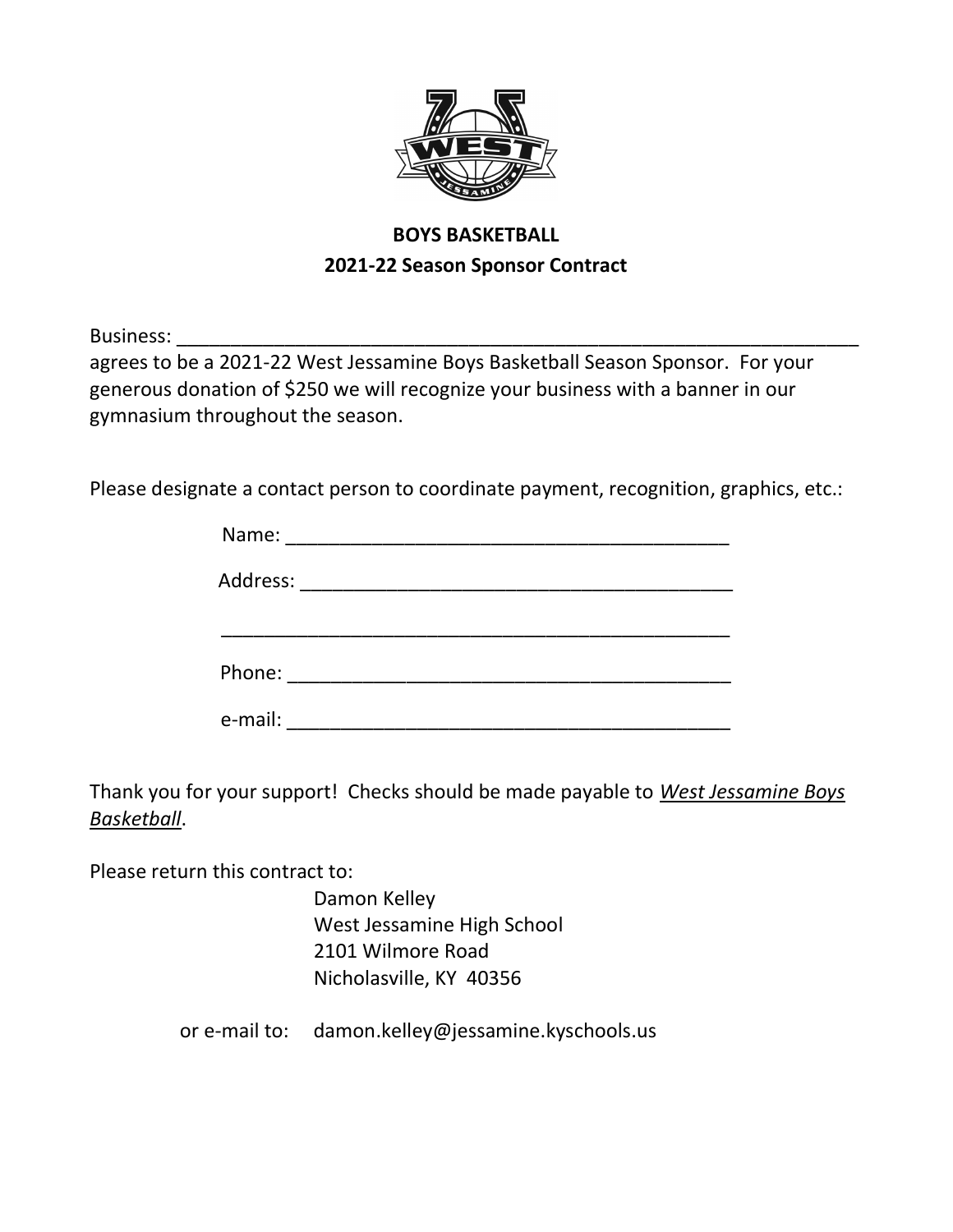**BOYS BASKETBALL**

**2021-22 Season Sponsor Contract**

Business: ___________________________________________________________________
agrees to be a 2021-22 West Jessamine Boys Basketball Season Sponsor. For your generous donation of $250 we will recognize your business with a banner in our gymnasium throughout the season.

Please designate a contact person to coordinate payment, recognition, graphics, etc.:

Name: __________________________________________

Address: _________________________________________

__________________________________________________

Phone: __________________________________________

e-mail: __________________________________________

Thank you for your support! Checks should be made payable to *West Jessamine Boys Basketball*.

Please return this contract to:

Damon Kelley
West Jessamine High School
2101 Wilmore Road
Nicholasville, KY 40356

or e-mail to: damon.kelley@jessamine.kyschools.us